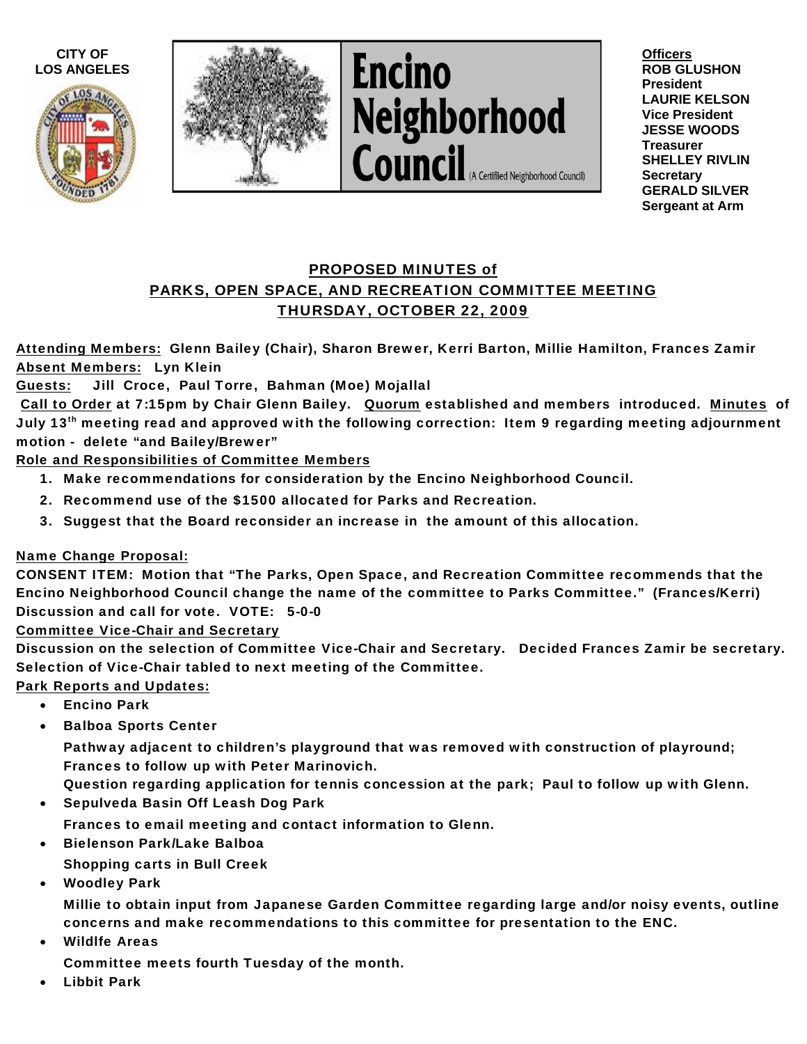CITY OF LOS ANGELES

# Encino Neighborhood Council (A Certified Neighborhood Council)

**Officers**
**ROB GLUSHON** President
**LAURIE KELSON** Vice President
**JESSE WOODS** Treasurer
**SHELLEY RIVLIN** Secretary
**GERALD SILVER** Sergeant at Arm

## PROPOSED MINUTES of PARKS, OPEN SPACE, AND RECREATION COMMITTEE MEETING THURSDAY, OCTOBER 22, 2009

**Attending Members:** Glenn Bailey (Chair), Sharon Brewer, Kerri Barton, Millie Hamilton, Frances Zamir
**Absent Members:** Lyn Klein
**Guests:** Jill Croce, Paul Torre, Bahman (Moe) Mojallal

**Call to Order** at 7:15pm by Chair Glenn Bailey. **Quorum** established and members introduced. **Minutes** of July 13th meeting read and approved with the following correction: Item 9 regarding meeting adjournment motion - delete "and Bailey/Brewer"

**Role and Responsibilities of Committee Members**

1. Make recommendations for consideration by the Encino Neighborhood Council.
2. Recommend use of the $1500 allocated for Parks and Recreation.
3. Suggest that the Board reconsider an increase in the amount of this allocation.

**Name Change Proposal:**

CONSENT ITEM: Motion that "The Parks, Open Space, and Recreation Committee recommends that the Encino Neighborhood Council change the name of the committee to Parks Committee." (Frances/Kerri) Discussion and call for vote. VOTE: 5-0-0

**Committee Vice-Chair and Secretary**

Discussion on the selection of Committee Vice-Chair and Secretary. Decided Frances Zamir be secretary. Selection of Vice-Chair tabled to next meeting of the Committee.

**Park Reports and Updates:**

- Encino Park
- Balboa Sports Center

  Pathway adjacent to children's playground that was removed with construction of playround; Frances to follow up with Peter Marinovich.

  Question regarding application for tennis concession at the park; Paul to follow up with Glenn.
- Sepulveda Basin Off Leash Dog Park

  Frances to email meeting and contact information to Glenn.
- Bielenson Park/Lake Balboa

  Shopping carts in Bull Creek
- Woodley Park

  Millie to obtain input from Japanese Garden Committee regarding large and/or noisy events, outline concerns and make recommendations to this committee for presentation to the ENC.
- Wildlfe Areas

  Committee meets fourth Tuesday of the month.
- Libbit Park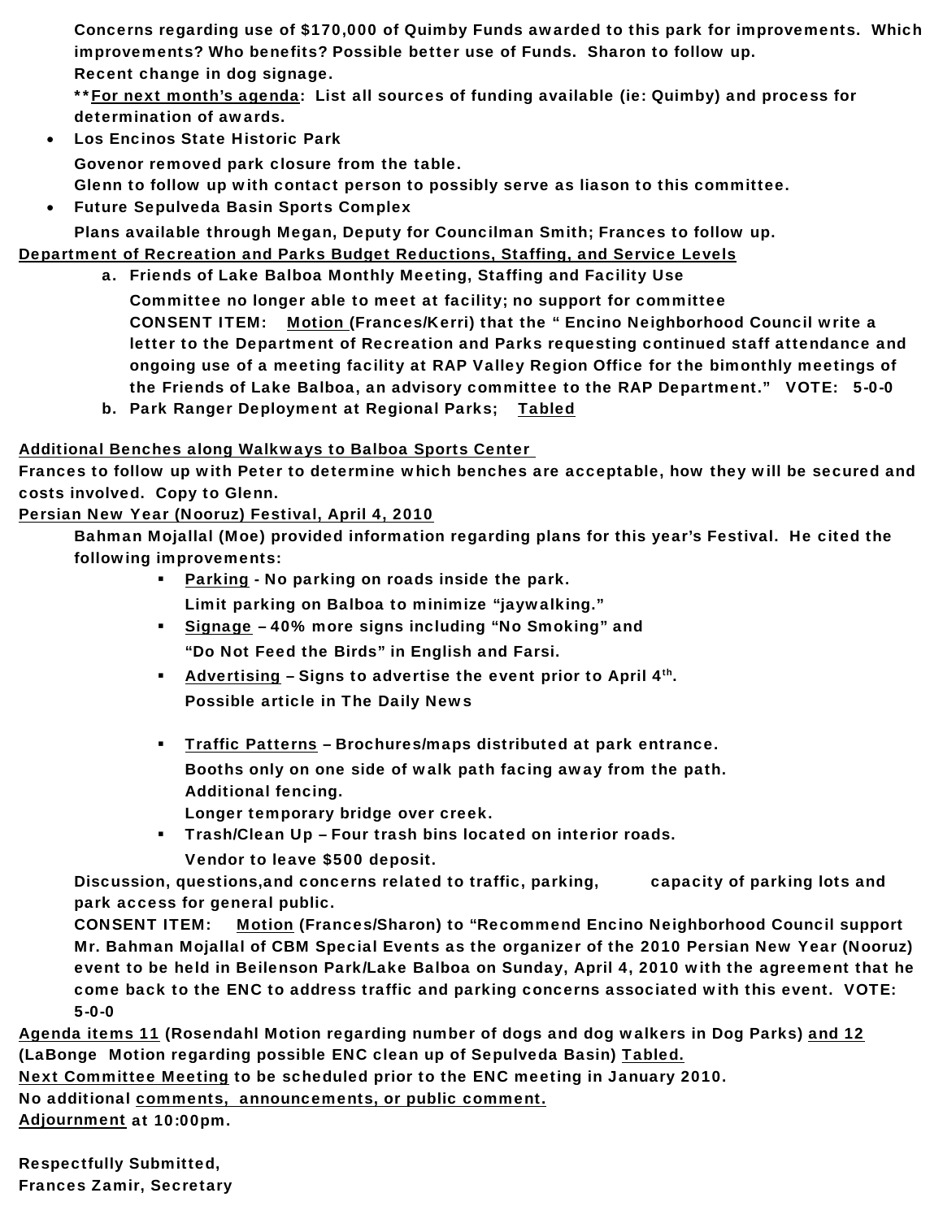**Concerns regarding use of $170,000 of Quimby Funds awarded to this park for improvements. Which improvements? Who benefits? Possible better use of Funds. Sharon to follow up.**
**Recent change in dog signage.**
****For next month's agenda: List all sources of funding available (ie: Quimby) and process for determination of awards.**

- **Los Encinos State Historic Park**

  **Govenor removed park closure from the table.**
  **Glenn to follow up with contact person to possibly serve as liason to this committee.**

- **Future Sepulveda Basin Sports Complex**

  **Plans available through Megan, Deputy for Councilman Smith; Frances to follow up.**

**Department of Recreation and Parks Budget Reductions, Staffing, and Service Levels**

a. **Friends of Lake Balboa Monthly Meeting, Staffing and Facility Use**

   **Committee no longer able to meet at facility; no support for committee**
   **CONSENT ITEM: Motion (Frances/Kerri) that the " Encino Neighborhood Council write a letter to the Department of Recreation and Parks requesting continued staff attendance and ongoing use of a meeting facility at RAP Valley Region Office for the bimonthly meetings of the Friends of Lake Balboa, an advisory committee to the RAP Department." VOTE: 5-0-0**

b. **Park Ranger Deployment at Regional Parks; Tabled**

**Additional Benches along Walkways to Balboa Sports Center**
**Frances to follow up with Peter to determine which benches are acceptable, how they will be secured and costs involved. Copy to Glenn.**

**Persian New Year (Nooruz) Festival, April 4, 2010**

**Bahman Mojallal (Moe) provided information regarding plans for this year's Festival. He cited the following improvements:**

- **Parking - No parking on roads inside the park.**
  **Limit parking on Balboa to minimize "jaywalking."**
- **Signage – 40% more signs including "No Smoking" and "Do Not Feed the Birds" in English and Farsi.**
- **Advertising – Signs to advertise the event prior to April 4th.**
  **Possible article in The Daily News**
- **Traffic Patterns – Brochures/maps distributed at park entrance.**
  **Booths only on one side of walk path facing away from the path.**
  **Additional fencing.**
  **Longer temporary bridge over creek.**
- **Trash/Clean Up – Four trash bins located on interior roads.**
  **Vendor to leave $500 deposit.**

**Discussion, questions,and concerns related to traffic, parking, capacity of parking lots and park access for general public.**
**CONSENT ITEM: Motion (Frances/Sharon) to "Recommend Encino Neighborhood Council support Mr. Bahman Mojallal of CBM Special Events as the organizer of the 2010 Persian New Year (Nooruz) event to be held in Beilenson Park/Lake Balboa on Sunday, April 4, 2010 with the agreement that he come back to the ENC to address traffic and parking concerns associated with this event. VOTE: 5-0-0**

**Agenda items 11 (Rosendahl Motion regarding number of dogs and dog walkers in Dog Parks) and 12 (LaBonge Motion regarding possible ENC clean up of Sepulveda Basin) Tabled.**
**Next Committee Meeting to be scheduled prior to the ENC meeting in January 2010.**
**No additional comments, announcements, or public comment.**
**Adjournment at 10:00pm.**

**Respectfully Submitted,**
**Frances Zamir, Secretary**